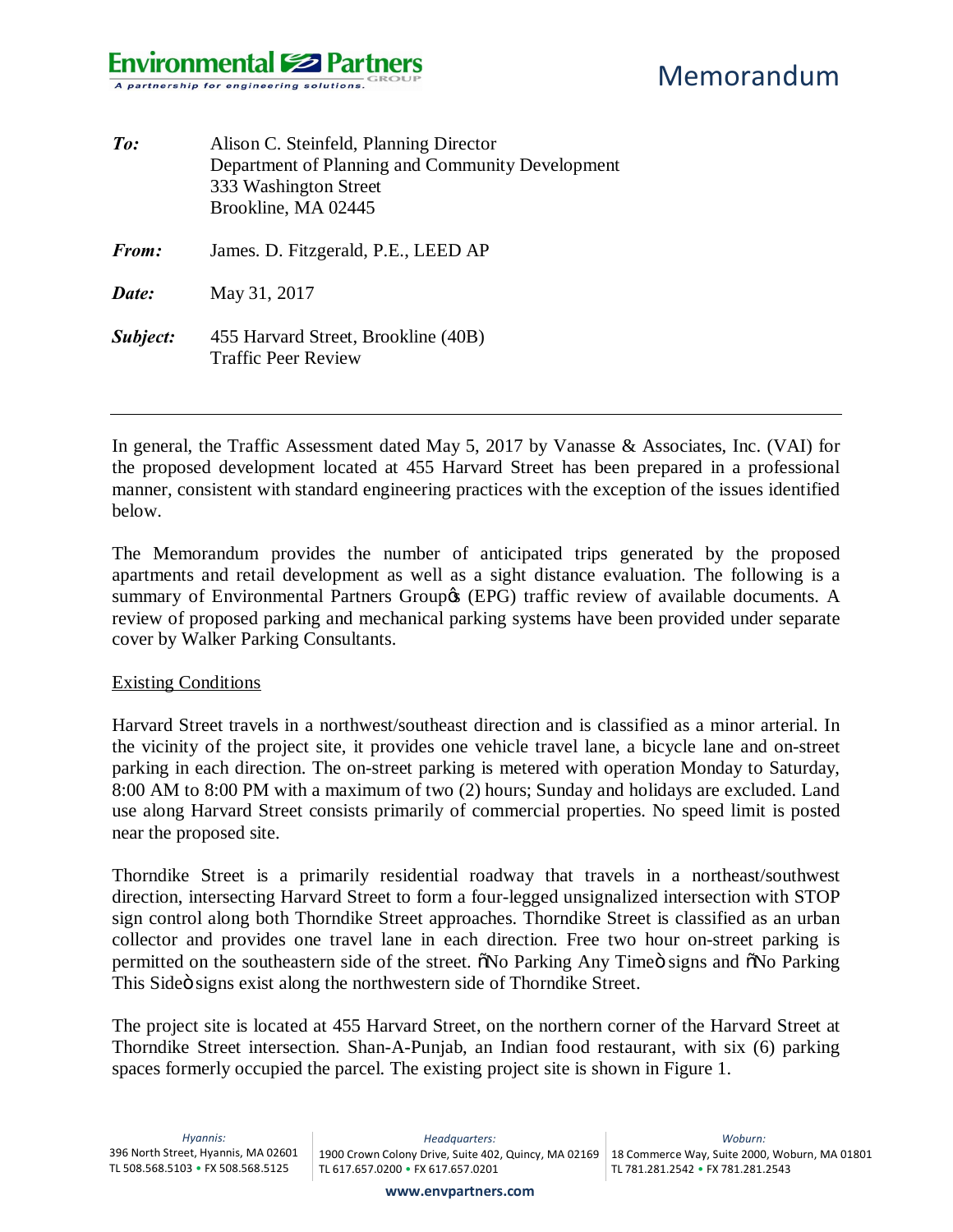Environmental Partners GROUP
*A partnership for engineering solutions.*

# Memorandum

***To:*** Alison C. Steinfeld, Planning Director
Department of Planning and Community Development
333 Washington Street
Brookline, MA 02445

***From:*** James. D. Fitzgerald, P.E., LEED AP

***Date:*** May 31, 2017

***Subject:*** 455 Harvard Street, Brookline (40B)
Traffic Peer Review

---

In general, the Traffic Assessment dated May 5, 2017 by Vanasse & Associates, Inc. (VAI) for the proposed development located at 455 Harvard Street has been prepared in a professional manner, consistent with standard engineering practices with the exception of the issues identified below.

The Memorandum provides the number of anticipated trips generated by the proposed apartments and retail development as well as a sight distance evaluation. The following is a summary of Environmental Partners Group's (EPG) traffic review of available documents. A review of proposed parking and mechanical parking systems have been provided under separate cover by Walker Parking Consultants.

## Existing Conditions

Harvard Street travels in a northwest/southeast direction and is classified as a minor arterial. In the vicinity of the project site, it provides one vehicle travel lane, a bicycle lane and on-street parking in each direction. The on-street parking is metered with operation Monday to Saturday, 8:00 AM to 8:00 PM with a maximum of two (2) hours; Sunday and holidays are excluded. Land use along Harvard Street consists primarily of commercial properties. No speed limit is posted near the proposed site.

Thorndike Street is a primarily residential roadway that travels in a northeast/southwest direction, intersecting Harvard Street to form a four-legged unsignalized intersection with STOP sign control along both Thorndike Street approaches. Thorndike Street is classified as an urban collector and provides one travel lane in each direction. Free two hour on-street parking is permitted on the southeastern side of the street. "No Parking Any Time" signs and "No Parking This Side" signs exist along the northwestern side of Thorndike Street.

The project site is located at 455 Harvard Street, on the northern corner of the Harvard Street at Thorndike Street intersection. Shan-A-Punjab, an Indian food restaurant, with six (6) parking spaces formerly occupied the parcel. The existing project site is shown in Figure 1.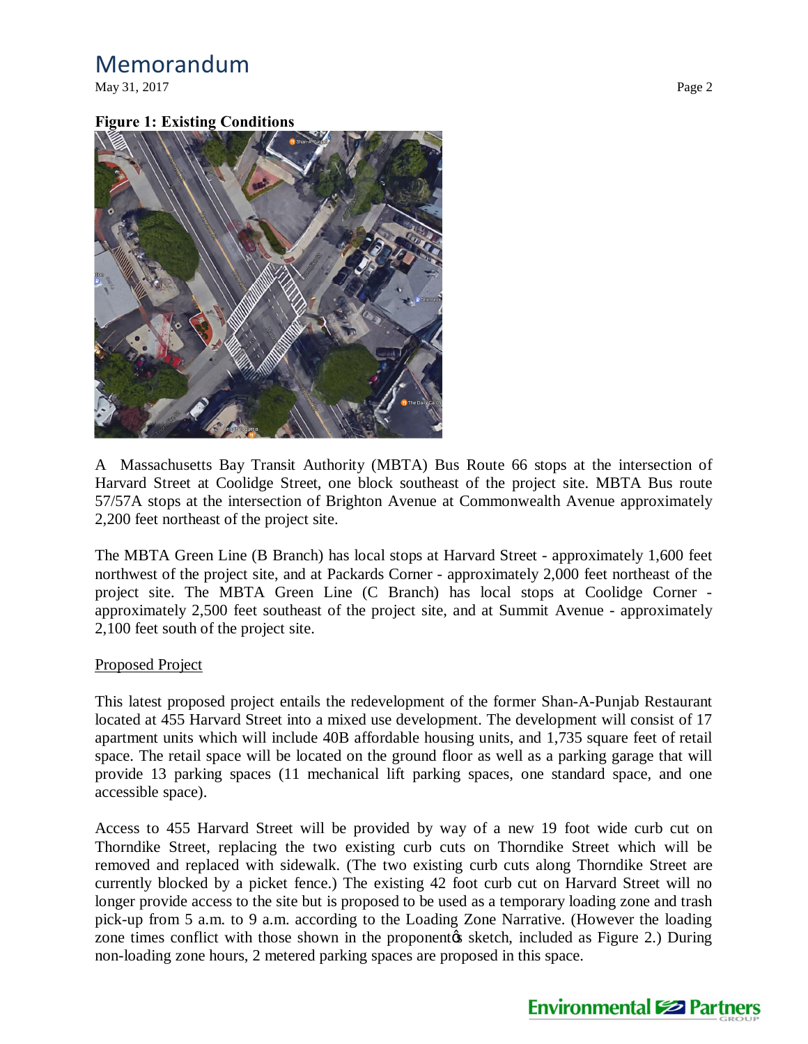**Figure 1: Existing Conditions**

A Massachusetts Bay Transit Authority (MBTA) Bus Route 66 stops at the intersection of Harvard Street at Coolidge Street, one block southeast of the project site. MBTA Bus route 57/57A stops at the intersection of Brighton Avenue at Commonwealth Avenue approximately 2,200 feet northeast of the project site.

The MBTA Green Line (B Branch) has local stops at Harvard Street - approximately 1,600 feet northwest of the project site, and at Packards Corner - approximately 2,000 feet northeast of the project site. The MBTA Green Line (C Branch) has local stops at Coolidge Corner - approximately 2,500 feet southeast of the project site, and at Summit Avenue - approximately 2,100 feet south of the project site.

Proposed Project

This latest proposed project entails the redevelopment of the former Shan-A-Punjab Restaurant located at 455 Harvard Street into a mixed use development. The development will consist of 17 apartment units which will include 40B affordable housing units, and 1,735 square feet of retail space. The retail space will be located on the ground floor as well as a parking garage that will provide 13 parking spaces (11 mechanical lift parking spaces, one standard space, and one accessible space).

Access to 455 Harvard Street will be provided by way of a new 19 foot wide curb cut on Thorndike Street, replacing the two existing curb cuts on Thorndike Street which will be removed and replaced with sidewalk. (The two existing curb cuts along Thorndike Street are currently blocked by a picket fence.) The existing 42 foot curb cut on Harvard Street will no longer provide access to the site but is proposed to be used as a temporary loading zone and trash pick-up from 5 a.m. to 9 a.m. according to the Loading Zone Narrative. (However the loading zone times conflict with those shown in the proponent's sketch, included as Figure 2.) During non-loading zone hours, 2 metered parking spaces are proposed in this space.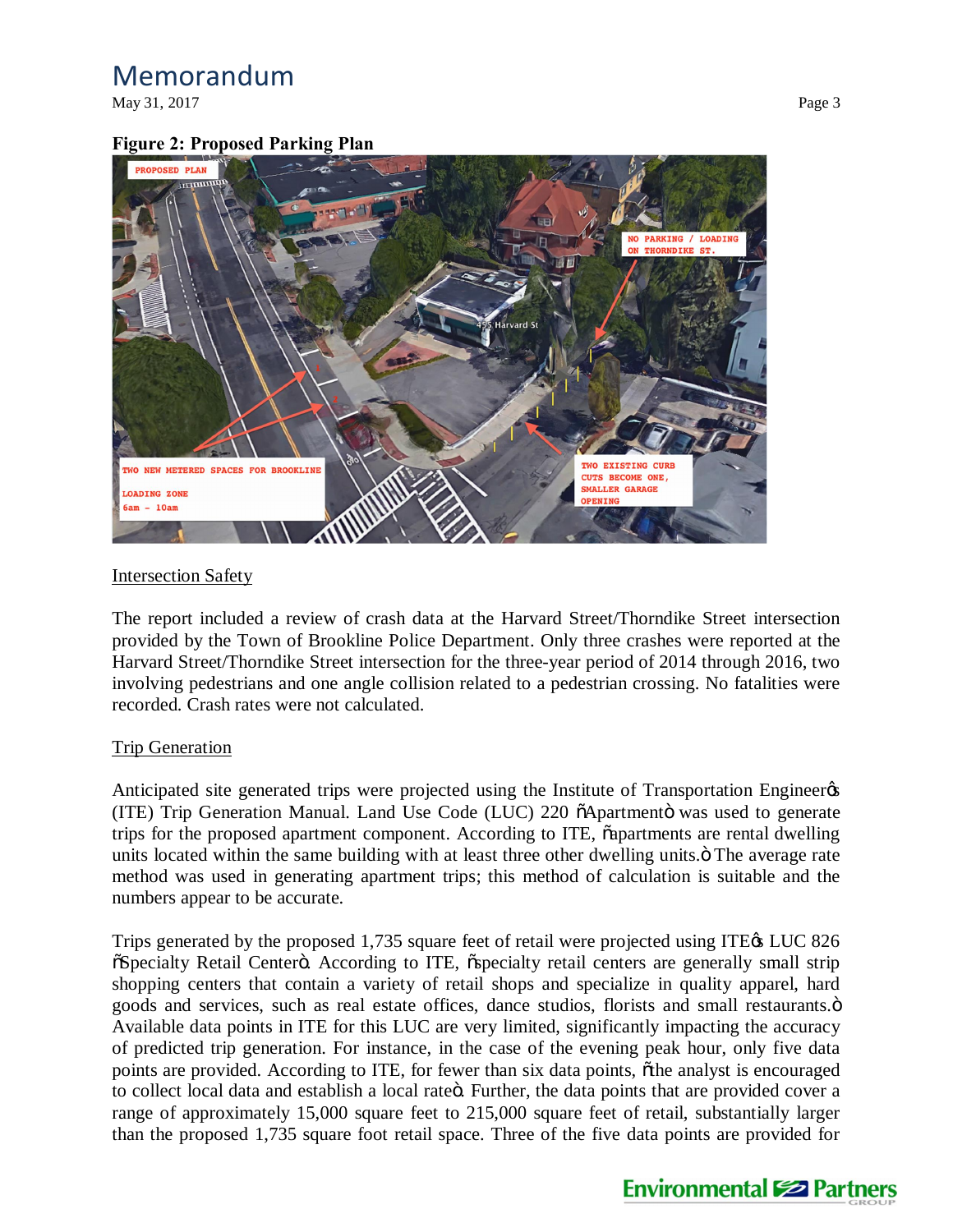**Figure 2: Proposed Parking Plan**

PROPOSED PLAN

NO PARKING / LOADING ON THORNDIKE ST.

TWO NEW METERED SPACES FOR BROOKLINE

LOADING ZONE 6am - 10am

TWO EXISTING CURB CUTS BECOME ONE, SMALLER GARAGE OPENING

<u>Intersection Safety</u>

The report included a review of crash data at the Harvard Street/Thorndike Street intersection provided by the Town of Brookline Police Department. Only three crashes were reported at the Harvard Street/Thorndike Street intersection for the three-year period of 2014 through 2016, two involving pedestrians and one angle collision related to a pedestrian crossing. No fatalities were recorded. Crash rates were not calculated.

<u>Trip Generation</u>

Anticipated site generated trips were projected using the Institute of Transportation Engineer's (ITE) Trip Generation Manual. Land Use Code (LUC) 220 "Apartment" was used to generate trips for the proposed apartment component. According to ITE, "apartments are rental dwelling units located within the same building with at least three other dwelling units." The average rate method was used in generating apartment trips; this method of calculation is suitable and the numbers appear to be accurate.

Trips generated by the proposed 1,735 square feet of retail were projected using ITE's LUC 826 "Specialty Retail Center". According to ITE, "specialty retail centers are generally small strip shopping centers that contain a variety of retail shops and specialize in quality apparel, hard goods and services, such as real estate offices, dance studios, florists and small restaurants." Available data points in ITE for this LUC are very limited, significantly impacting the accuracy of predicted trip generation. For instance, in the case of the evening peak hour, only five data points are provided. According to ITE, for fewer than six data points, "the analyst is encouraged to collect local data and establish a local rate". Further, the data points that are provided cover a range of approximately 15,000 square feet to 215,000 square feet of retail, substantially larger than the proposed 1,735 square foot retail space. Three of the five data points are provided for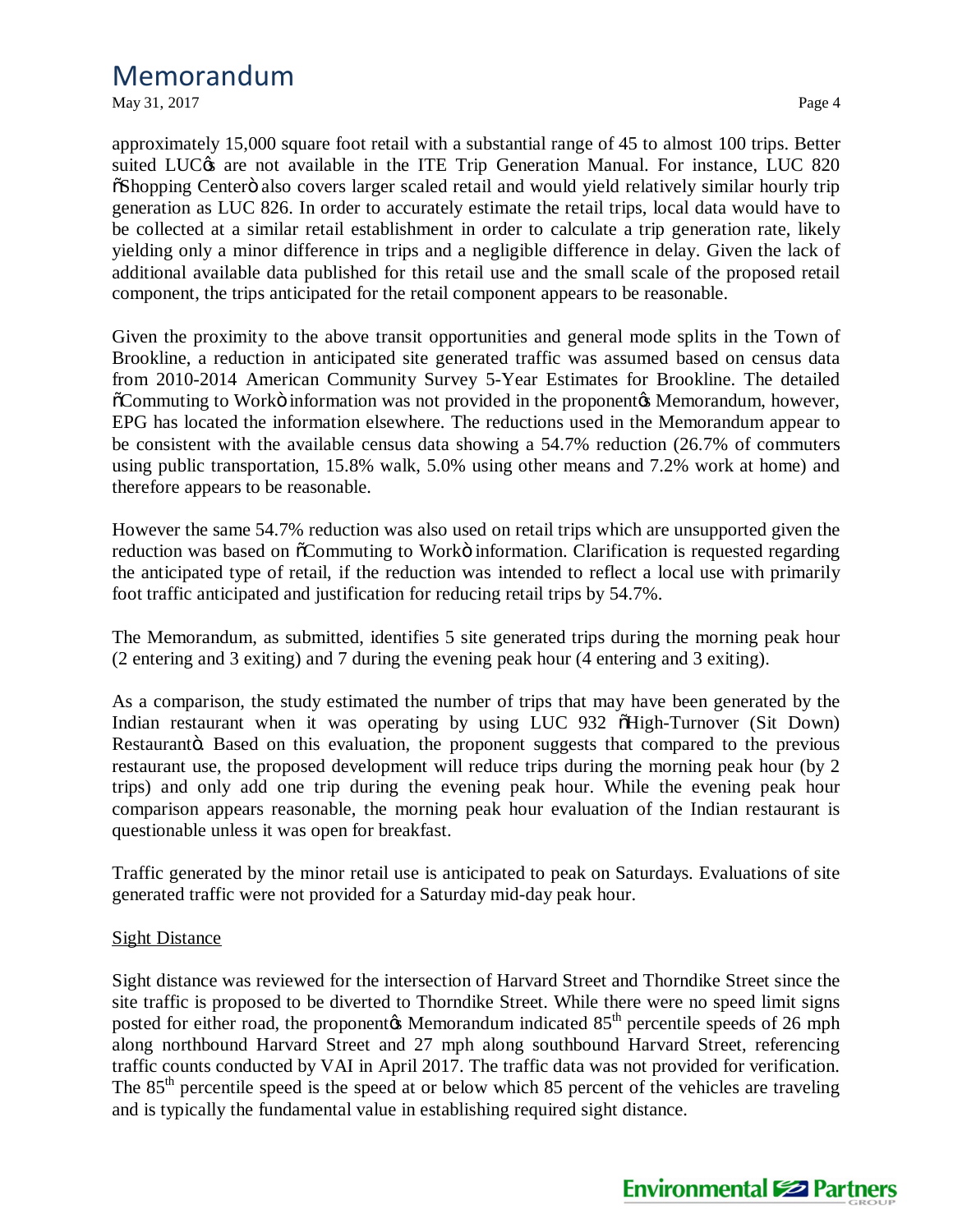approximately 15,000 square foot retail with a substantial range of 45 to almost 100 trips. Better suited LUC's are not available in the ITE Trip Generation Manual. For instance, LUC 820 "Shopping Center" also covers larger scaled retail and would yield relatively similar hourly trip generation as LUC 826. In order to accurately estimate the retail trips, local data would have to be collected at a similar retail establishment in order to calculate a trip generation rate, likely yielding only a minor difference in trips and a negligible difference in delay. Given the lack of additional available data published for this retail use and the small scale of the proposed retail component, the trips anticipated for the retail component appears to be reasonable.

Given the proximity to the above transit opportunities and general mode splits in the Town of Brookline, a reduction in anticipated site generated traffic was assumed based on census data from 2010-2014 American Community Survey 5-Year Estimates for Brookline. The detailed "Commuting to Work" information was not provided in the proponent's Memorandum, however, EPG has located the information elsewhere. The reductions used in the Memorandum appear to be consistent with the available census data showing a 54.7% reduction (26.7% of commuters using public transportation, 15.8% walk, 5.0% using other means and 7.2% work at home) and therefore appears to be reasonable.

However the same 54.7% reduction was also used on retail trips which are unsupported given the reduction was based on "Commuting to Work" information. Clarification is requested regarding the anticipated type of retail, if the reduction was intended to reflect a local use with primarily foot traffic anticipated and justification for reducing retail trips by 54.7%.

The Memorandum, as submitted, identifies 5 site generated trips during the morning peak hour (2 entering and 3 exiting) and 7 during the evening peak hour (4 entering and 3 exiting).

As a comparison, the study estimated the number of trips that may have been generated by the Indian restaurant when it was operating by using LUC 932 "High-Turnover (Sit Down) Restaurant". Based on this evaluation, the proponent suggests that compared to the previous restaurant use, the proposed development will reduce trips during the morning peak hour (by 2 trips) and only add one trip during the evening peak hour. While the evening peak hour comparison appears reasonable, the morning peak hour evaluation of the Indian restaurant is questionable unless it was open for breakfast.

Traffic generated by the minor retail use is anticipated to peak on Saturdays. Evaluations of site generated traffic were not provided for a Saturday mid-day peak hour.

Sight Distance

Sight distance was reviewed for the intersection of Harvard Street and Thorndike Street since the site traffic is proposed to be diverted to Thorndike Street. While there were no speed limit signs posted for either road, the proponent's Memorandum indicated 85th percentile speeds of 26 mph along northbound Harvard Street and 27 mph along southbound Harvard Street, referencing traffic counts conducted by VAI in April 2017. The traffic data was not provided for verification. The 85th percentile speed is the speed at or below which 85 percent of the vehicles are traveling and is typically the fundamental value in establishing required sight distance.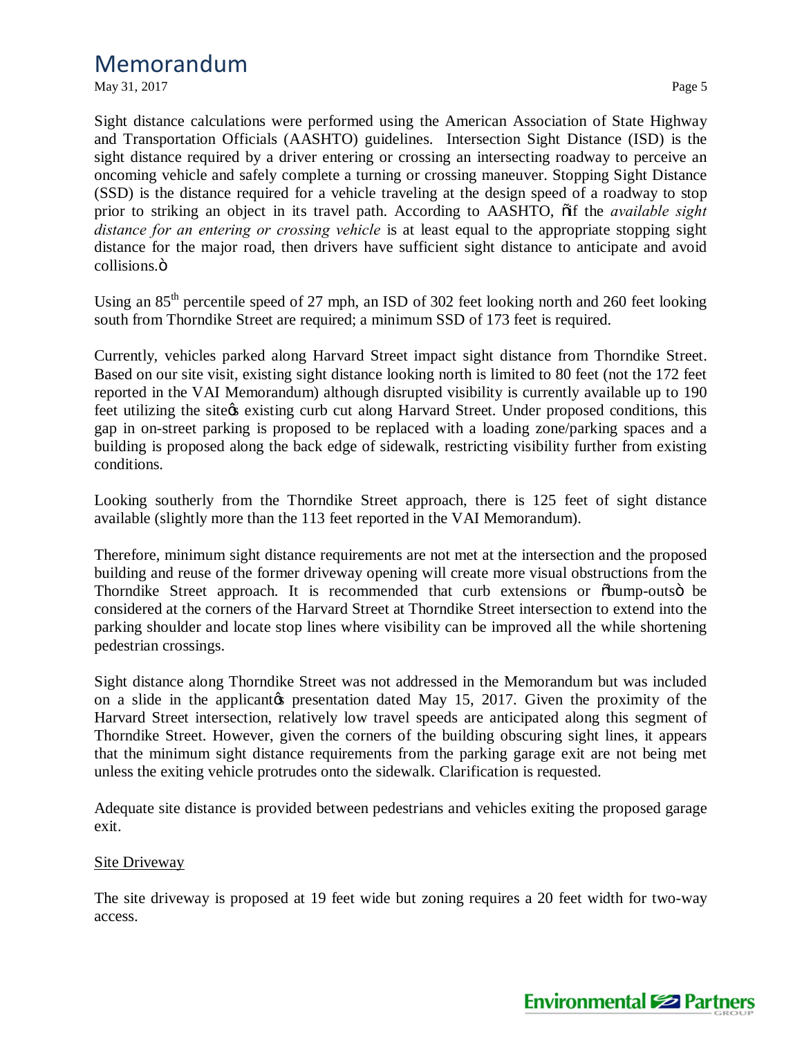Sight distance calculations were performed using the American Association of State Highway and Transportation Officials (AASHTO) guidelines. Intersection Sight Distance (ISD) is the sight distance required by a driver entering or crossing an intersecting roadway to perceive an oncoming vehicle and safely complete a turning or crossing maneuver. Stopping Sight Distance (SSD) is the distance required for a vehicle traveling at the design speed of a roadway to stop prior to striking an object in its travel path. According to AASHTO, "if the *available sight distance for an entering or crossing vehicle* is at least equal to the appropriate stopping sight distance for the major road, then drivers have sufficient sight distance to anticipate and avoid collisions."

Using an 85th percentile speed of 27 mph, an ISD of 302 feet looking north and 260 feet looking south from Thorndike Street are required; a minimum SSD of 173 feet is required.

Currently, vehicles parked along Harvard Street impact sight distance from Thorndike Street. Based on our site visit, existing sight distance looking north is limited to 80 feet (not the 172 feet reported in the VAI Memorandum) although disrupted visibility is currently available up to 190 feet utilizing the site's existing curb cut along Harvard Street. Under proposed conditions, this gap in on-street parking is proposed to be replaced with a loading zone/parking spaces and a building is proposed along the back edge of sidewalk, restricting visibility further from existing conditions.

Looking southerly from the Thorndike Street approach, there is 125 feet of sight distance available (slightly more than the 113 feet reported in the VAI Memorandum).

Therefore, minimum sight distance requirements are not met at the intersection and the proposed building and reuse of the former driveway opening will create more visual obstructions from the Thorndike Street approach. It is recommended that curb extensions or "bump-outs" be considered at the corners of the Harvard Street at Thorndike Street intersection to extend into the parking shoulder and locate stop lines where visibility can be improved all the while shortening pedestrian crossings.

Sight distance along Thorndike Street was not addressed in the Memorandum but was included on a slide in the applicant's presentation dated May 15, 2017. Given the proximity of the Harvard Street intersection, relatively low travel speeds are anticipated along this segment of Thorndike Street. However, given the corners of the building obscuring sight lines, it appears that the minimum sight distance requirements from the parking garage exit are not being met unless the exiting vehicle protrudes onto the sidewalk. Clarification is requested.

Adequate site distance is provided between pedestrians and vehicles exiting the proposed garage exit.

Site Driveway

The site driveway is proposed at 19 feet wide but zoning requires a 20 feet width for two-way access.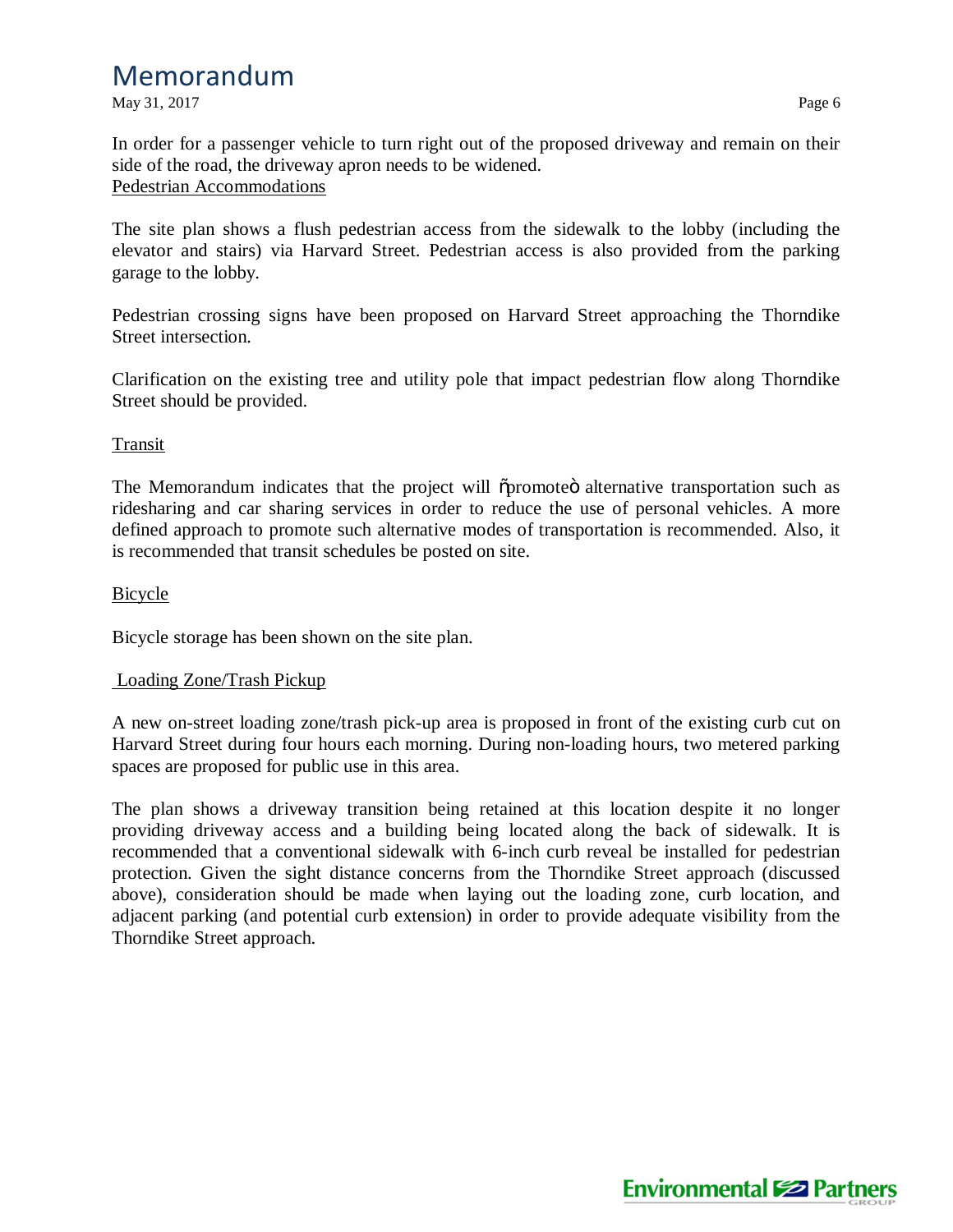In order for a passenger vehicle to turn right out of the proposed driveway and remain on their side of the road, the driveway apron needs to be widened.

Pedestrian Accommodations

The site plan shows a flush pedestrian access from the sidewalk to the lobby (including the elevator and stairs) via Harvard Street. Pedestrian access is also provided from the parking garage to the lobby.

Pedestrian crossing signs have been proposed on Harvard Street approaching the Thorndike Street intersection.

Clarification on the existing tree and utility pole that impact pedestrian flow along Thorndike Street should be provided.

Transit

The Memorandum indicates that the project will "promote" alternative transportation such as ridesharing and car sharing services in order to reduce the use of personal vehicles. A more defined approach to promote such alternative modes of transportation is recommended. Also, it is recommended that transit schedules be posted on site.

Bicycle

Bicycle storage has been shown on the site plan.

Loading Zone/Trash Pickup

A new on-street loading zone/trash pick-up area is proposed in front of the existing curb cut on Harvard Street during four hours each morning. During non-loading hours, two metered parking spaces are proposed for public use in this area.

The plan shows a driveway transition being retained at this location despite it no longer providing driveway access and a building being located along the back of sidewalk. It is recommended that a conventional sidewalk with 6-inch curb reveal be installed for pedestrian protection. Given the sight distance concerns from the Thorndike Street approach (discussed above), consideration should be made when laying out the loading zone, curb location, and adjacent parking (and potential curb extension) in order to provide adequate visibility from the Thorndike Street approach.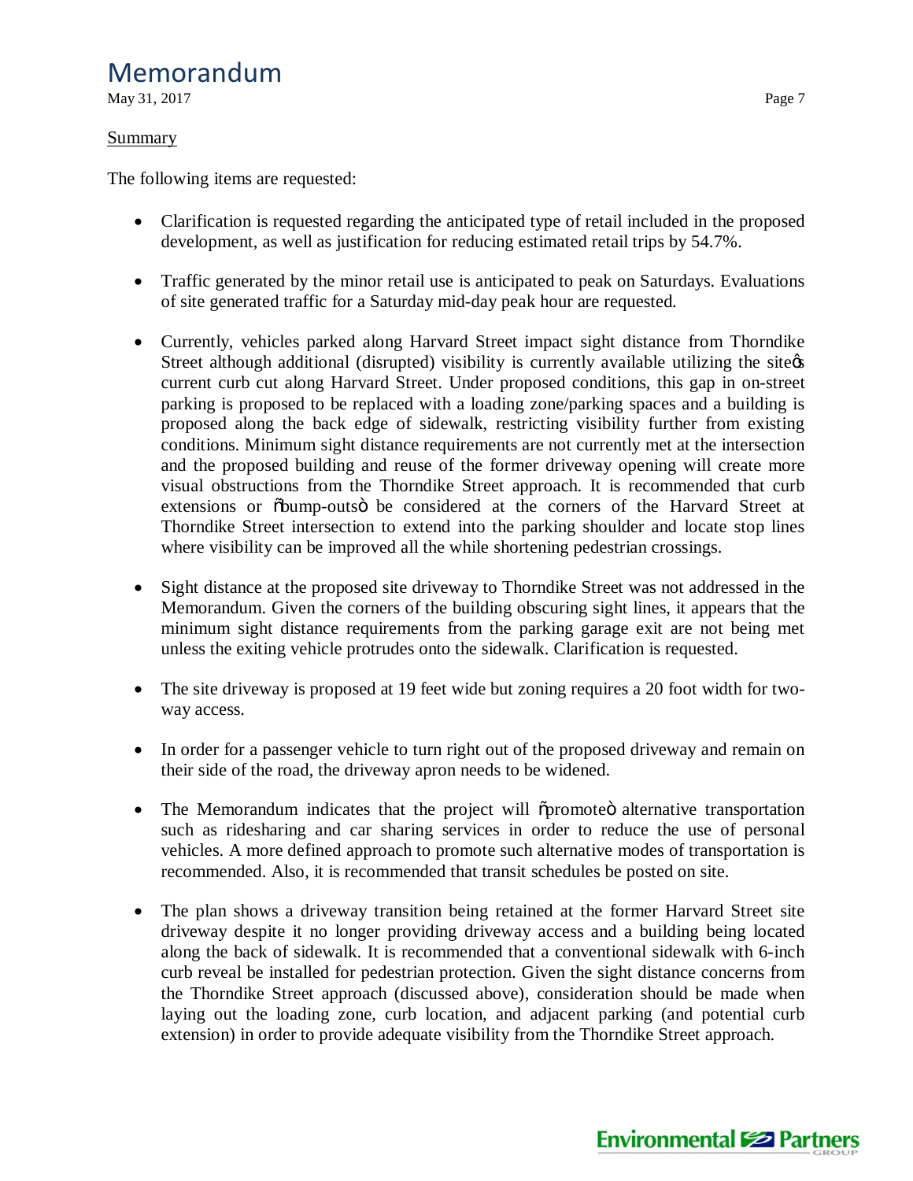## Summary

The following items are requested:

- Clarification is requested regarding the anticipated type of retail included in the proposed development, as well as justification for reducing estimated retail trips by 54.7%.

- Traffic generated by the minor retail use is anticipated to peak on Saturdays. Evaluations of site generated traffic for a Saturday mid-day peak hour are requested.

- Currently, vehicles parked along Harvard Street impact sight distance from Thorndike Street although additional (disrupted) visibility is currently available utilizing the site's current curb cut along Harvard Street. Under proposed conditions, this gap in on-street parking is proposed to be replaced with a loading zone/parking spaces and a building is proposed along the back edge of sidewalk, restricting visibility further from existing conditions. Minimum sight distance requirements are not currently met at the intersection and the proposed building and reuse of the former driveway opening will create more visual obstructions from the Thorndike Street approach. It is recommended that curb extensions or "bump-outs" be considered at the corners of the Harvard Street at Thorndike Street intersection to extend into the parking shoulder and locate stop lines where visibility can be improved all the while shortening pedestrian crossings.

- Sight distance at the proposed site driveway to Thorndike Street was not addressed in the Memorandum. Given the corners of the building obscuring sight lines, it appears that the minimum sight distance requirements from the parking garage exit are not being met unless the exiting vehicle protrudes onto the sidewalk. Clarification is requested.

- The site driveway is proposed at 19 feet wide but zoning requires a 20 foot width for two-way access.

- In order for a passenger vehicle to turn right out of the proposed driveway and remain on their side of the road, the driveway apron needs to be widened.

- The Memorandum indicates that the project will "promote" alternative transportation such as ridesharing and car sharing services in order to reduce the use of personal vehicles. A more defined approach to promote such alternative modes of transportation is recommended. Also, it is recommended that transit schedules be posted on site.

- The plan shows a driveway transition being retained at the former Harvard Street site driveway despite it no longer providing driveway access and a building being located along the back of sidewalk. It is recommended that a conventional sidewalk with 6-inch curb reveal be installed for pedestrian protection. Given the sight distance concerns from the Thorndike Street approach (discussed above), consideration should be made when laying out the loading zone, curb location, and adjacent parking (and potential curb extension) in order to provide adequate visibility from the Thorndike Street approach.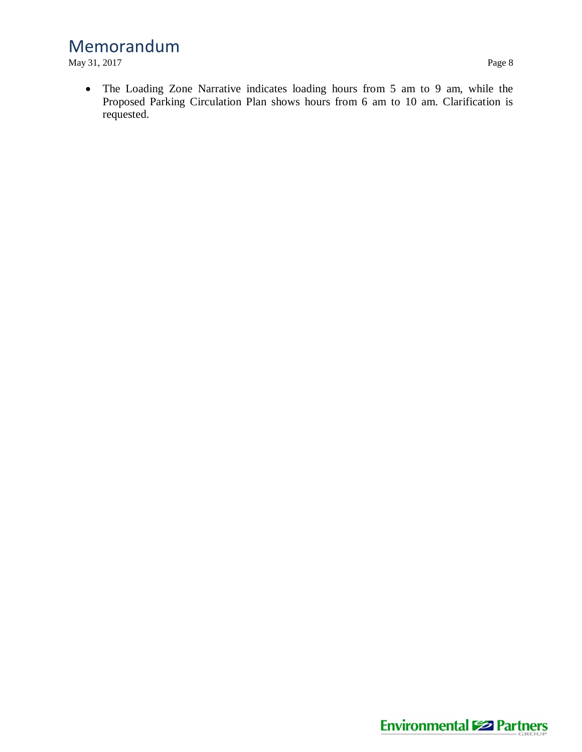- The Loading Zone Narrative indicates loading hours from 5 am to 9 am, while the Proposed Parking Circulation Plan shows hours from 6 am to 10 am. Clarification is requested.